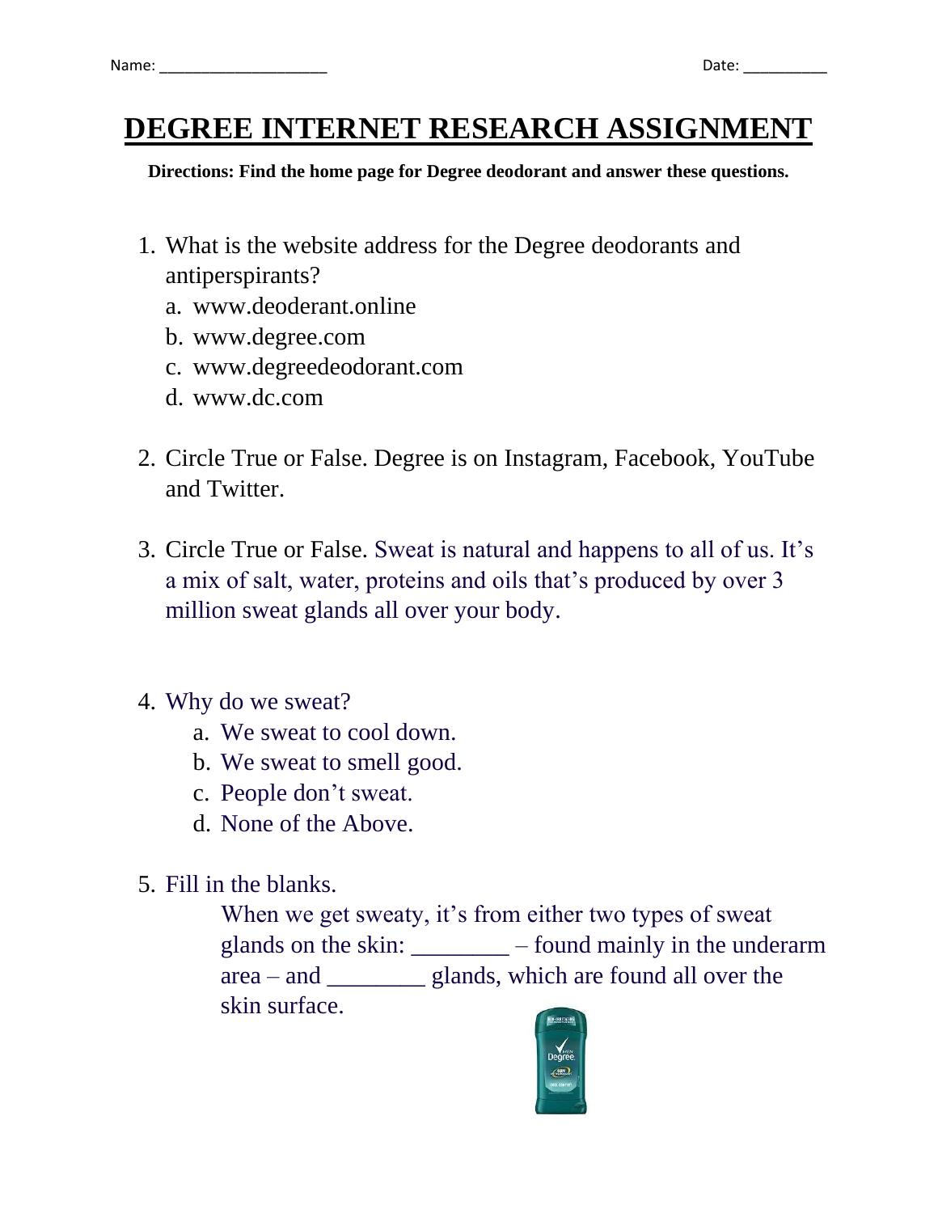Name: ____________________ Date: __________

# DEGREE INTERNET RESEARCH ASSIGNMENT

**Directions: Find the home page for Degree deodorant and answer these questions.**

1. What is the website address for the Degree deodorants and antiperspirants?
   a. www.deoderant.online
   b. www.degree.com
   c. www.degreedeodorant.com
   d. www.dc.com

2. Circle True or False. Degree is on Instagram, Facebook, YouTube and Twitter.

3. Circle True or False. Sweat is natural and happens to all of us. It's a mix of salt, water, proteins and oils that's produced by over 3 million sweat glands all over your body.

4. Why do we sweat?
   a. We sweat to cool down.
   b. We sweat to smell good.
   c. People don't sweat.
   d. None of the Above.

5. Fill in the blanks.

   When we get sweaty, it's from either two types of sweat glands on the skin: ________ – found mainly in the underarm area – and ________ glands, which are found all over the skin surface.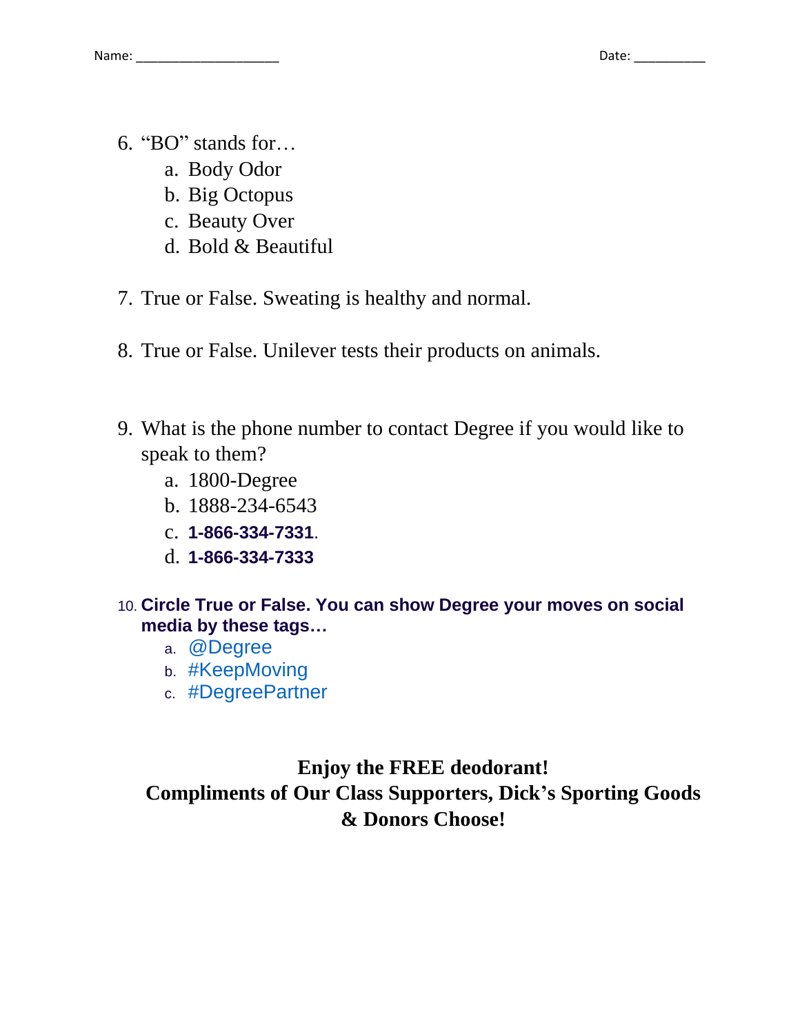Name: ____________________ Date: __________

6. "BO" stands for…
   a. Body Odor
   b. Big Octopus
   c. Beauty Over
   d. Bold & Beautiful

7. True or False. Sweating is healthy and normal.

8. True or False. Unilever tests their products on animals.

9. What is the phone number to contact Degree if you would like to speak to them?
   a. 1800-Degree
   b. 1888-234-6543
   c. **1-866-334-7331**.
   d. **1-866-334-7333**

10. **Circle True or False. You can show Degree your moves on social media by these tags…**
    a. @Degree
    b. #KeepMoving
    c. #DegreePartner

**Enjoy the FREE deodorant!**
**Compliments of Our Class Supporters, Dick's Sporting Goods & Donors Choose!**